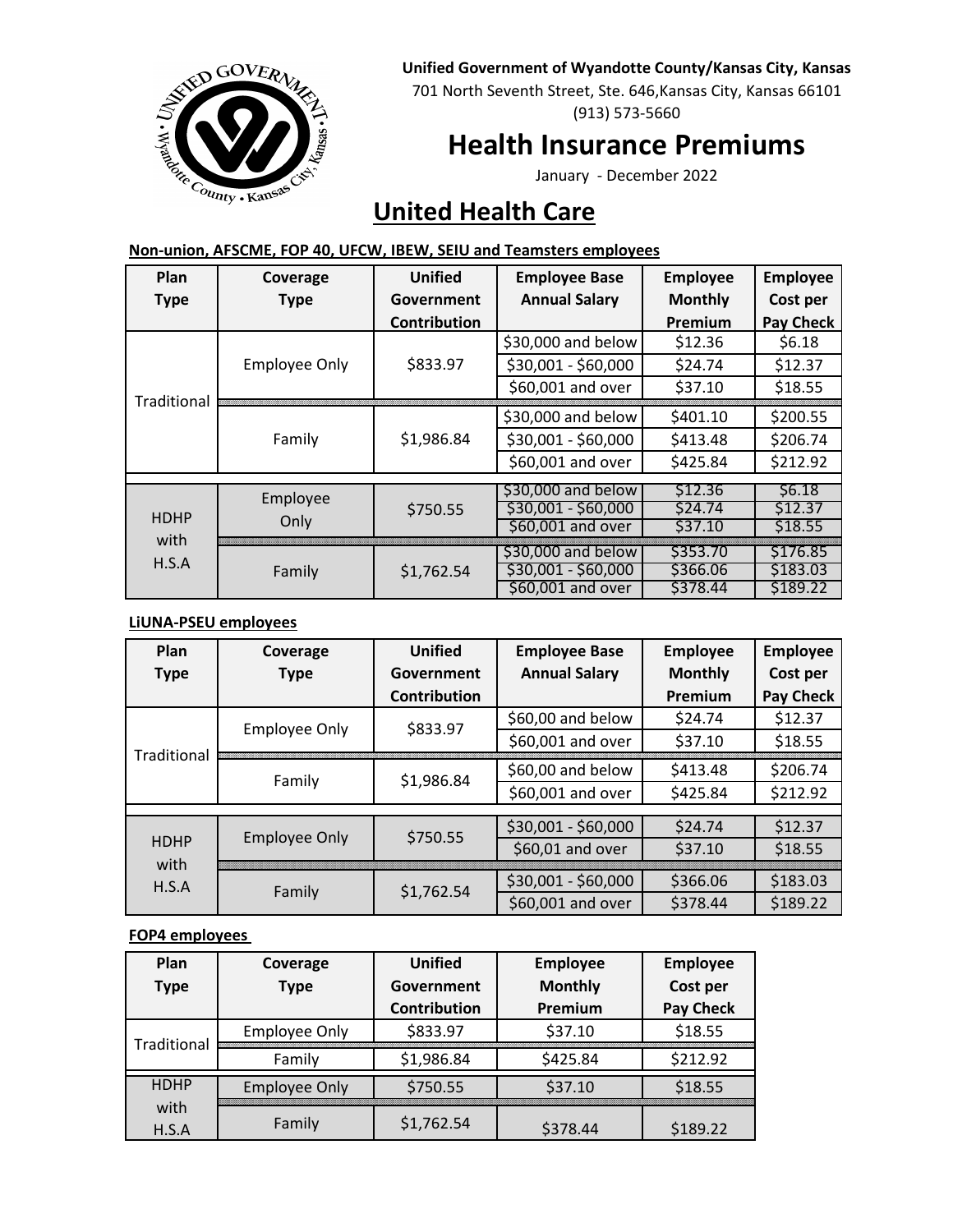**Unified Government of Wyandotte County/Kansas City, Kansas**

701 North Seventh Street, Ste. 646,Kansas City, Kansas 66101

(913) 573-5660

# Health Insurance Premiums

January - December 2022

## United Health Care

**Non-union, AFSCME, FOP 40, UFCW, IBEW, SEIU and Teamsters employees**

| Plan Type | Coverage Type | Unified Government Contribution | Employee Base Annual Salary | Employee Monthly Premium | Employee Cost per Pay Check |
|---|---|---|---|---|---|
| Traditional | Employee Only | $833.97 | $30,000 and below | $12.36 | $6.18 |
| | | | $30,001 - $60,000 | $24.74 | $12.37 |
| | | | $60,001 and over | $37.10 | $18.55 |
| | Family | $1,986.84 | $30,000 and below | $401.10 | $200.55 |
| | | | $30,001 - $60,000 | $413.48 | $206.74 |
| | | | $60,001 and over | $425.84 | $212.92 |
| HDHP with H.S.A | Employee Only | $750.55 | $30,000 and below | $12.36 | $6.18 |
| | | | $30,001 - $60,000 | $24.74 | $12.37 |
| | | | $60,001 and over | $37.10 | $18.55 |
| | Family | $1,762.54 | $30,000 and below | $353.70 | $176.85 |
| | | | $30,001 - $60,000 | $366.06 | $183.03 |
| | | | $60,001 and over | $378.44 | $189.22 |

**LiUNA-PSEU employees**

| Plan Type | Coverage Type | Unified Government Contribution | Employee Base Annual Salary | Employee Monthly Premium | Employee Cost per Pay Check |
|---|---|---|---|---|---|
| Traditional | Employee Only | $833.97 | $60,00 and below | $24.74 | $12.37 |
| | | | $60,001 and over | $37.10 | $18.55 |
| | Family | $1,986.84 | $60,00 and below | $413.48 | $206.74 |
| | | | $60,001 and over | $425.84 | $212.92 |
| HDHP with H.S.A | Employee Only | $750.55 | $30,001 - $60,000 | $24.74 | $12.37 |
| | | | $60,01 and over | $37.10 | $18.55 |
| | Family | $1,762.54 | $30,001 - $60,000 | $366.06 | $183.03 |
| | | | $60,001 and over | $378.44 | $189.22 |

**FOP4 employees**

| Plan Type | Coverage Type | Unified Government Contribution | Employee Monthly Premium | Employee Cost per Pay Check |
|---|---|---|---|---|
| Traditional | Employee Only | $833.97 | $37.10 | $18.55 |
| | Family | $1,986.84 | $425.84 | $212.92 |
| HDHP with H.S.A | Employee Only | $750.55 | $37.10 | $18.55 |
| | Family | $1,762.54 | $378.44 | $189.22 |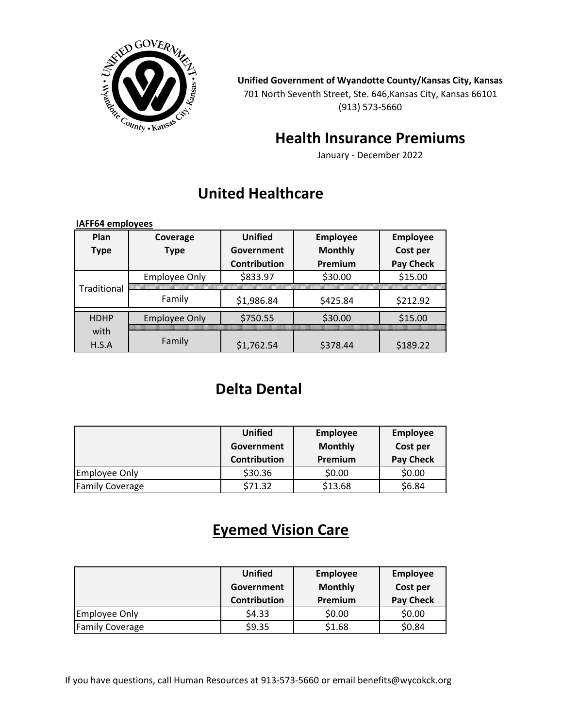**Unified Government of Wyandotte County/Kansas City, Kansas**
701 North Seventh Street, Ste. 646,Kansas City, Kansas 66101
(913) 573-5660

# Health Insurance Premiums

January - December 2022

## United Healthcare

**IAFF64 employees**

| Plan Type | Coverage Type | Unified Government Contribution | Employee Monthly Premium | Employee Cost per Pay Check |
|---|---|---|---|---|
| Traditional | Employee Only | $833.97 | $30.00 | $15.00 |
| | Family | $1,986.84 | $425.84 | $212.92 |
| HDHP with H.S.A | Employee Only | $750.55 | $30.00 | $15.00 |
| | Family | $1,762.54 | $378.44 | $189.22 |

## Delta Dental

| | Unified Government Contribution | Employee Monthly Premium | Employee Cost per Pay Check |
|---|---|---|---|
| Employee Only | $30.36 | $0.00 | $0.00 |
| Family Coverage | $71.32 | $13.68 | $6.84 |

## Eyemed Vision Care

| | Unified Government Contribution | Employee Monthly Premium | Employee Cost per Pay Check |
|---|---|---|---|
| Employee Only | $4.33 | $0.00 | $0.00 |
| Family Coverage | $9.35 | $1.68 | $0.84 |

If you have questions, call Human Resources at 913-573-5660 or email benefits@wycokck.org